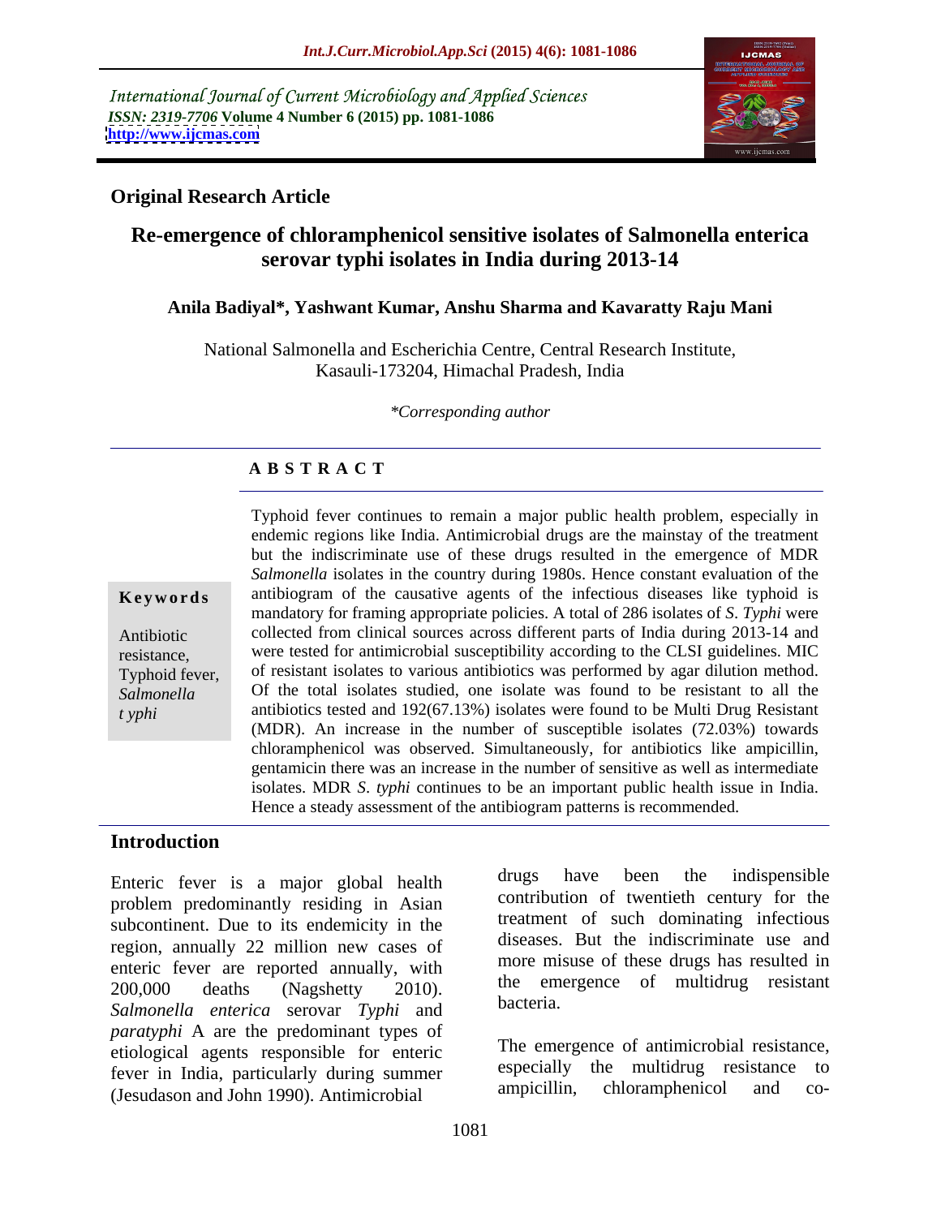International Journal of Current Microbiology and Applied Sciences
*ISSN: 2319-7706* **Volume 4 Number 6 (2015) pp. 1081-1086**
**http://www.ijcmas.com**

## Original Research Article

# Re-emergence of chloramphenicol sensitive isolates of Salmonella enterica serovar typhi isolates in India during 2013-14

**Anila Badiyal\*, Yashwant Kumar, Anshu Sharma and Kavaratty Raju Mani**

National Salmonella and Escherichia Centre, Central Research Institute, Kasauli-173204, Himachal Pradesh, India

*\*Corresponding author*

### A B S T R A C T

**Keywords**

Antibiotic resistance, Typhoid fever, *Salmonella t yphi*

Typhoid fever continues to remain a major public health problem, especially in endemic regions like India. Antimicrobial drugs are the mainstay of the treatment but the indiscriminate use of these drugs resulted in the emergence of MDR *Salmonella* isolates in the country during 1980s. Hence constant evaluation of the antibiogram of the causative agents of the infectious diseases like typhoid is mandatory for framing appropriate policies. A total of 286 isolates of *S. Typhi* were collected from clinical sources across different parts of India during 2013-14 and were tested for antimicrobial susceptibility according to the CLSI guidelines. MIC of resistant isolates to various antibiotics was performed by agar dilution method. Of the total isolates studied, one isolate was found to be resistant to all the antibiotics tested and 192(67.13%) isolates were found to be Multi Drug Resistant (MDR). An increase in the number of susceptible isolates (72.03%) towards chloramphenicol was observed. Simultaneously, for antibiotics like ampicillin, gentamicin there was an increase in the number of sensitive as well as intermediate isolates. MDR *S. typhi* continues to be an important public health issue in India. Hence a steady assessment of the antibiogram patterns is recommended.

## Introduction

Enteric fever is a major global health problem predominantly residing in Asian subcontinent. Due to its endemicity in the region, annually 22 million new cases of enteric fever are reported annually, with 200,000 deaths (Nagshetty 2010). *Salmonella enterica* serovar *Typhi* and *paratyphi* A are the predominant types of etiological agents responsible for enteric fever in India, particularly during summer (Jesudason and John 1990). Antimicrobial drugs have been the indispensible contribution of twentieth century for the treatment of such dominating infectious diseases. But the indiscriminate use and more misuse of these drugs has resulted in the emergence of multidrug resistant bacteria.

The emergence of antimicrobial resistance, especially the multidrug resistance to ampicillin, chloramphenicol and co-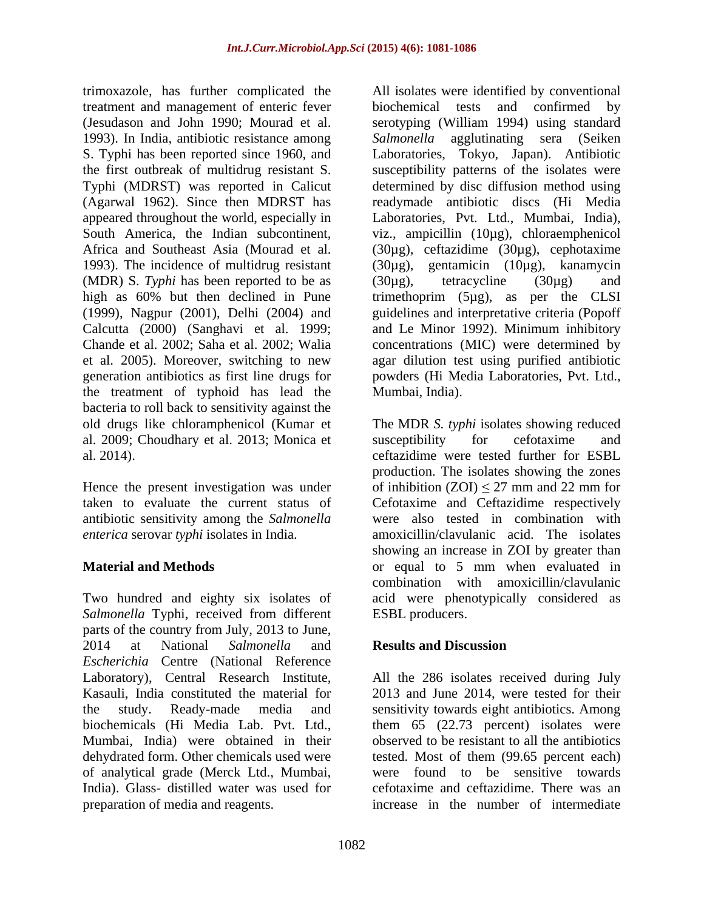trimoxazole, has further complicated the treatment and management of enteric fever (Jesudason and John 1990; Mourad et al. 1993). In India, antibiotic resistance among S. Typhi has been reported since 1960, and the first outbreak of multidrug resistant S. Typhi (MDRST) was reported in Calicut (Agarwal 1962). Since then MDRST has appeared throughout the world, especially in South America, the Indian subcontinent, Africa and Southeast Asia (Mourad et al. 1993). The incidence of multidrug resistant (MDR) S. *Typhi* has been reported to be as high as 60% but then declined in Pune (1999), Nagpur (2001), Delhi (2004) and Calcutta (2000) (Sanghavi et al. 1999; Chande et al. 2002; Saha et al. 2002; Walia et al. 2005). Moreover, switching to new generation antibiotics as first line drugs for the treatment of typhoid has lead the bacteria to roll back to sensitivity against the old drugs like chloramphenicol (Kumar et al. 2009; Choudhary et al. 2013; Monica et al. 2014).

Hence the present investigation was under taken to evaluate the current status of antibiotic sensitivity among the *Salmonella enterica* serovar *typhi* isolates in India.

## Material and Methods

Two hundred and eighty six isolates of *Salmonella* Typhi, received from different parts of the country from July, 2013 to June, 2014 at National *Salmonella* and *Escherichia* Centre (National Reference Laboratory), Central Research Institute, Kasauli, India constituted the material for the study. Ready-made media and biochemicals (Hi Media Lab. Pvt. Ltd., Mumbai, India) were obtained in their dehydrated form. Other chemicals used were of analytical grade (Merck Ltd., Mumbai, India). Glass- distilled water was used for preparation of media and reagents.

All isolates were identified by conventional biochemical tests and confirmed by serotyping (William 1994) using standard *Salmonella* agglutinating sera (Seiken Laboratories, Tokyo, Japan). Antibiotic susceptibility patterns of the isolates were determined by disc diffusion method using readymade antibiotic discs (Hi Media Laboratories, Pvt. Ltd., Mumbai, India), viz., ampicillin (10µg), chloraemphenicol (30µg), ceftazidime (30µg), cephotaxime (30µg), gentamicin (10µg), kanamycin (30µg), tetracycline (30µg) and trimethoprim (5µg), as per the CLSI guidelines and interpretative criteria (Popoff and Le Minor 1992). Minimum inhibitory concentrations (MIC) were determined by agar dilution test using purified antibiotic powders (Hi Media Laboratories, Pvt. Ltd., Mumbai, India).

The MDR *S. typhi* isolates showing reduced susceptibility for cefotaxime and ceftazidime were tested further for ESBL production. The isolates showing the zones of inhibition (ZOI) $\leq$ 27 mm and 22 mm for Cefotaxime and Ceftazidime respectively were also tested in combination with amoxicillin/clavulanic acid. The isolates showing an increase in ZOI by greater than or equal to 5 mm when evaluated in combination with amoxicillin/clavulanic acid were phenotypically considered as ESBL producers.

## Results and Discussion

All the 286 isolates received during July 2013 and June 2014, were tested for their sensitivity towards eight antibiotics. Among them 65 (22.73 percent) isolates were observed to be resistant to all the antibiotics tested. Most of them (99.65 percent each) were found to be sensitive towards cefotaxime and ceftazidime. There was an increase in the number of intermediate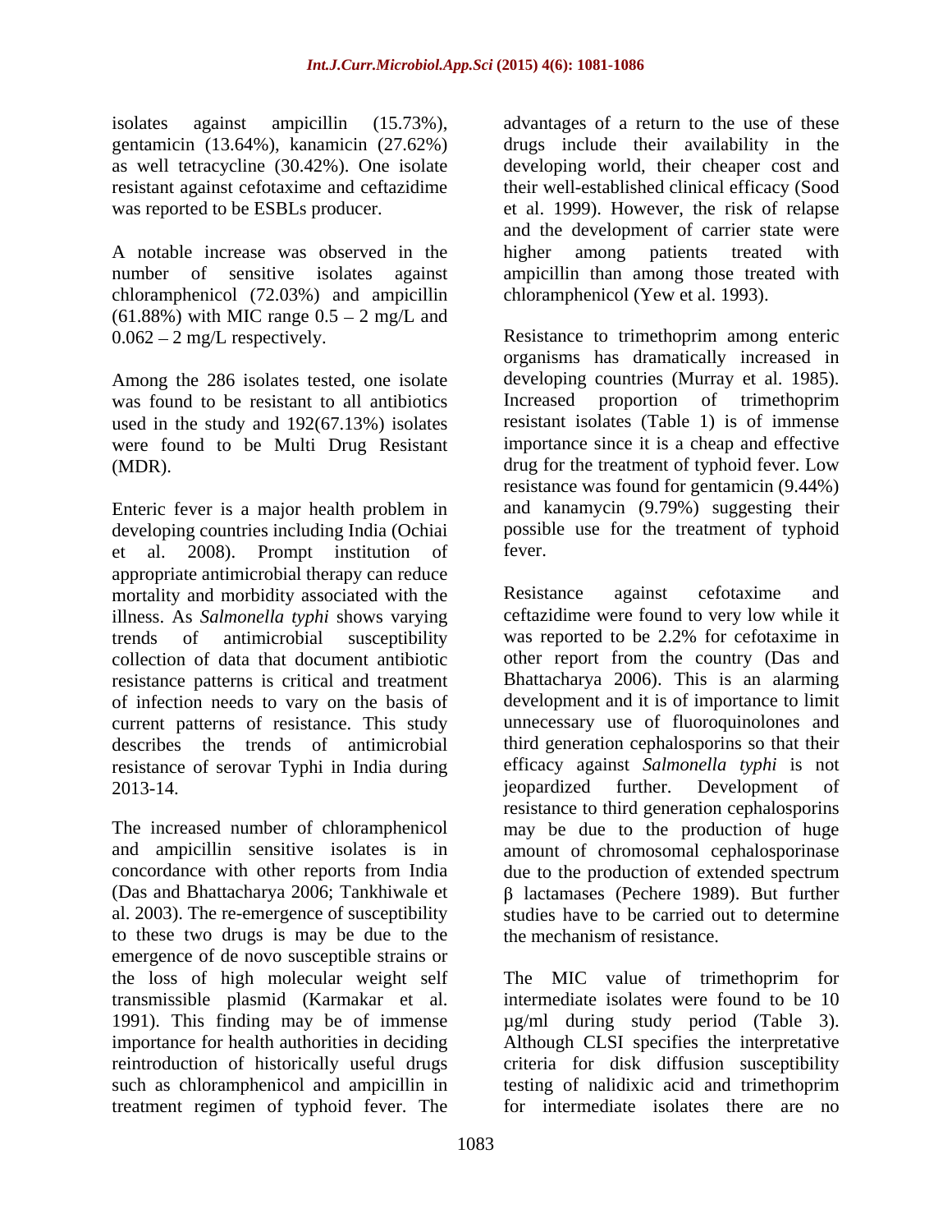isolates against ampicillin (15.73%), gentamicin (13.64%), kanamicin (27.62%) as well tetracycline (30.42%). One isolate resistant against cefotaxime and ceftazidime was reported to be ESBLs producer.

A notable increase was observed in the number of sensitive isolates against chloramphenicol (72.03%) and ampicillin (61.88%) with MIC range 0.5 – 2 mg/L and 0.062 – 2 mg/L respectively.

Among the 286 isolates tested, one isolate was found to be resistant to all antibiotics used in the study and 192(67.13%) isolates were found to be Multi Drug Resistant (MDR).

Enteric fever is a major health problem in developing countries including India (Ochiai et al. 2008). Prompt institution of appropriate antimicrobial therapy can reduce mortality and morbidity associated with the illness. As *Salmonella typhi* shows varying trends of antimicrobial susceptibility collection of data that document antibiotic resistance patterns is critical and treatment of infection needs to vary on the basis of current patterns of resistance. This study describes the trends of antimicrobial resistance of serovar Typhi in India during 2013-14.

The increased number of chloramphenicol and ampicillin sensitive isolates is in concordance with other reports from India (Das and Bhattacharya 2006; Tankhiwale et al. 2003). The re-emergence of susceptibility to these two drugs is may be due to the emergence of de novo susceptible strains or the loss of high molecular weight self transmissible plasmid (Karmakar et al. 1991). This finding may be of immense importance for health authorities in deciding reintroduction of historically useful drugs such as chloramphenicol and ampicillin in treatment regimen of typhoid fever. The advantages of a return to the use of these drugs include their availability in the developing world, their cheaper cost and their well-established clinical efficacy (Sood et al. 1999). However, the risk of relapse and the development of carrier state were higher among patients treated with ampicillin than among those treated with chloramphenicol (Yew et al. 1993).

Resistance to trimethoprim among enteric organisms has dramatically increased in developing countries (Murray et al. 1985). Increased proportion of trimethoprim resistant isolates (Table 1) is of immense importance since it is a cheap and effective drug for the treatment of typhoid fever. Low resistance was found for gentamicin (9.44%) and kanamycin (9.79%) suggesting their possible use for the treatment of typhoid fever.

Resistance against cefotaxime and ceftazidime were found to very low while it was reported to be 2.2% for cefotaxime in other report from the country (Das and Bhattacharya 2006). This is an alarming development and it is of importance to limit unnecessary use of fluoroquinolones and third generation cephalosporins so that their efficacy against *Salmonella typhi* is not jeopardized further. Development of resistance to third generation cephalosporins may be due to the production of huge amount of chromosomal cephalosporinase due to the production of extended spectrum β lactamases (Pechere 1989). But further studies have to be carried out to determine the mechanism of resistance.

The MIC value of trimethoprim for intermediate isolates were found to be 10 μg/ml during study period (Table 3). Although CLSI specifies the interpretative criteria for disk diffusion susceptibility testing of nalidixic acid and trimethoprim for intermediate isolates there are no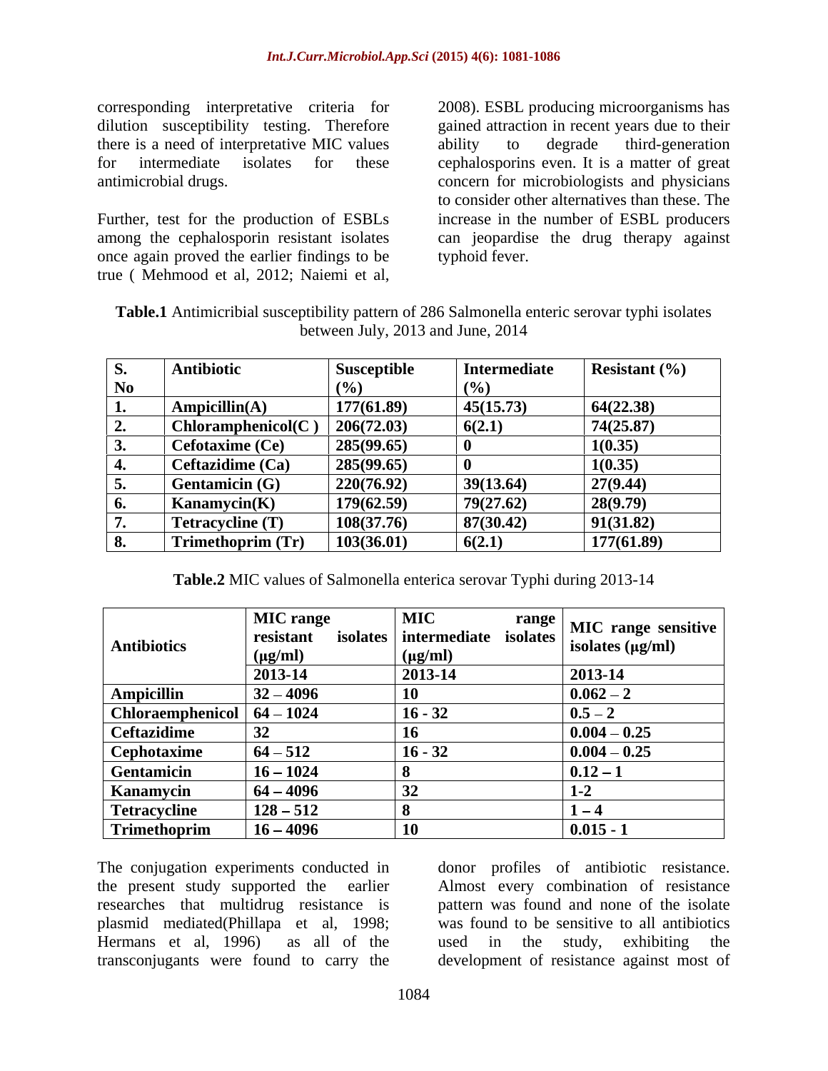corresponding interpretative criteria for dilution susceptibility testing. Therefore there is a need of interpretative MIC values for intermediate isolates for these antimicrobial drugs.

Further, test for the production of ESBLs among the cephalosporin resistant isolates once again proved the earlier findings to be true ( Mehmood et al, 2012; Naiemi et al, 2008). ESBL producing microorganisms has gained attraction in recent years due to their ability to degrade third-generation cephalosporins even. It is a matter of great concern for microbiologists and physicians to consider other alternatives than these. The increase in the number of ESBL producers can jeopardise the drug therapy against typhoid fever.

**Table.1** Antimicribial susceptibility pattern of 286 Salmonella enteric serovar typhi isolates between July, 2013 and June, 2014

| S. No | Antibiotic | Susceptible (%) | Intermediate (%) | Resistant (%) |
|---|---|---|---|---|
| **1.** | **Ampicillin(A)** | **177(61.89)** | **45(15.73)** | **64(22.38)** |
| **2.** | **Chloramphenicol(C )** | **206(72.03)** | **6(2.1)** | **74(25.87)** |
| **3.** | **Cefotaxime (Ce)** | **285(99.65)** | **0** | **1(0.35)** |
| **4.** | **Ceftazidime (Ca)** | **285(99.65)** | **0** | **1(0.35)** |
| **5.** | **Gentamicin (G)** | **220(76.92)** | **39(13.64)** | **27(9.44)** |
| **6.** | **Kanamycin(K)** | **179(62.59)** | **79(27.62)** | **28(9.79)** |
| **7.** | **Tetracycline (T)** | **108(37.76)** | **87(30.42)** | **91(31.82)** |
| **8.** | **Trimethoprim (Tr)** | **103(36.01)** | **6(2.1)** | **177(61.89)** |

**Table.2** MIC values of Salmonella enterica serovar Typhi during 2013-14

| Antibiotics | MIC range resistant isolates (µg/ml) | MIC range intermediate isolates (µg/ml) | MIC range sensitive isolates (µg/ml) |
|---|---|---|---|
| | **2013-14** | **2013-14** | **2013-14** |
| **Ampicillin** | **32 – 4096** | **10** | **0.062 – 2** |
| **Chloraemphenicol** | **64 – 1024** | **16 - 32** | **0.5 – 2** |
| **Ceftazidime** | **32** | **16** | **0.004 – 0.25** |
| **Cephotaxime** | **64 – 512** | **16 - 32** | **0.004 – 0.25** |
| **Gentamicin** | **16 – 1024** | **8** | **0.12 – 1** |
| **Kanamycin** | **64 – 4096** | **32** | **1-2** |
| **Tetracycline** | **128 – 512** | **8** | **1 – 4** |
| **Trimethoprim** | **16 – 4096** | **10** | **0.015 - 1** |

The conjugation experiments conducted in the present study supported the earlier researches that multidrug resistance is plasmid mediated(Phillapa et al, 1998; Hermans et al, 1996) as all of the transconjugants were found to carry the donor profiles of antibiotic resistance. Almost every combination of resistance pattern was found and none of the isolate was found to be sensitive to all antibiotics used in the study, exhibiting the development of resistance against most of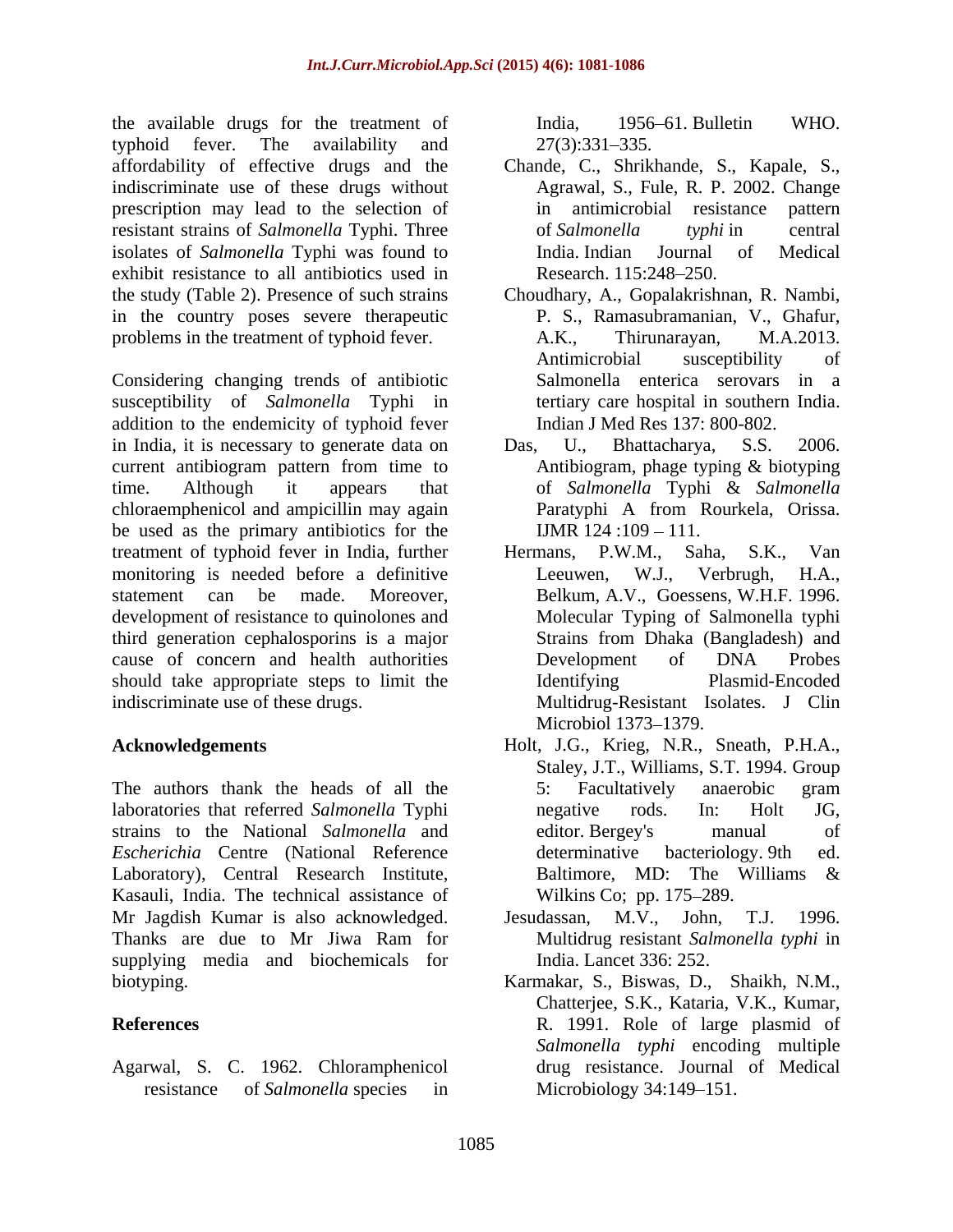the available drugs for the treatment of typhoid fever. The availability and affordability of effective drugs and the indiscriminate use of these drugs without prescription may lead to the selection of resistant strains of *Salmonella* Typhi. Three isolates of *Salmonella* Typhi was found to exhibit resistance to all antibiotics used in the study (Table 2). Presence of such strains in the country poses severe therapeutic problems in the treatment of typhoid fever.

Considering changing trends of antibiotic susceptibility of *Salmonella* Typhi in addition to the endemicity of typhoid fever in India, it is necessary to generate data on current antibiogram pattern from time to time. Although it appears that chloraemphenicol and ampicillin may again be used as the primary antibiotics for the treatment of typhoid fever in India, further monitoring is needed before a definitive statement can be made. Moreover, development of resistance to quinolones and third generation cephalosporins is a major cause of concern and health authorities should take appropriate steps to limit the indiscriminate use of these drugs.

## Acknowledgements

The authors thank the heads of all the laboratories that referred *Salmonella* Typhi strains to the National *Salmonella* and *Escherichia* Centre (National Reference Laboratory), Central Research Institute, Kasauli, India. The technical assistance of Mr Jagdish Kumar is also acknowledged. Thanks are due to Mr Jiwa Ram for supplying media and biochemicals for biotyping.

## References

Agarwal, S. C. 1962. Chloramphenicol resistance of *Salmonella* species in India, 1956–61. Bulletin WHO. 27(3):331–335.

Chande, C., Shrikhande, S., Kapale, S., Agrawal, S., Fule, R. P. 2002. Change in antimicrobial resistance pattern of *Salmonella typhi* in central India. Indian Journal of Medical Research. 115:248–250.

Choudhary, A., Gopalakrishnan, R. Nambi, P. S., Ramasubramanian, V., Ghafur, A.K., Thirunarayan, M.A.2013. Antimicrobial susceptibility of Salmonella enterica serovars in a tertiary care hospital in southern India. Indian J Med Res 137: 800-802.

Das, U., Bhattacharya, S.S. 2006. Antibiogram, phage typing & biotyping of *Salmonella* Typhi & *Salmonella* Paratyphi A from Rourkela, Orissa. IJMR 124 :109 – 111.

Hermans, P.W.M., Saha, S.K., Van Leeuwen, W.J., Verbrugh, H.A., Belkum, A.V., Goessens, W.H.F. 1996. Molecular Typing of Salmonella typhi Strains from Dhaka (Bangladesh) and Development of DNA Probes Identifying Plasmid-Encoded Multidrug-Resistant Isolates. J Clin Microbiol 1373–1379.

Holt, J.G., Krieg, N.R., Sneath, P.H.A., Staley, J.T., Williams, S.T. 1994. Group 5: Facultatively anaerobic gram negative rods. In: Holt JG, editor. Bergey's manual of determinative bacteriology. 9th ed. Baltimore, MD: The Williams & Wilkins Co; pp. 175–289.

Jesudassan, M.V., John, T.J. 1996. Multidrug resistant *Salmonella typhi* in India. Lancet 336: 252.

Karmakar, S., Biswas, D., Shaikh, N.M., Chatterjee, S.K., Kataria, V.K., Kumar, R. 1991. Role of large plasmid of *Salmonella typhi* encoding multiple drug resistance. Journal of Medical Microbiology 34:149–151.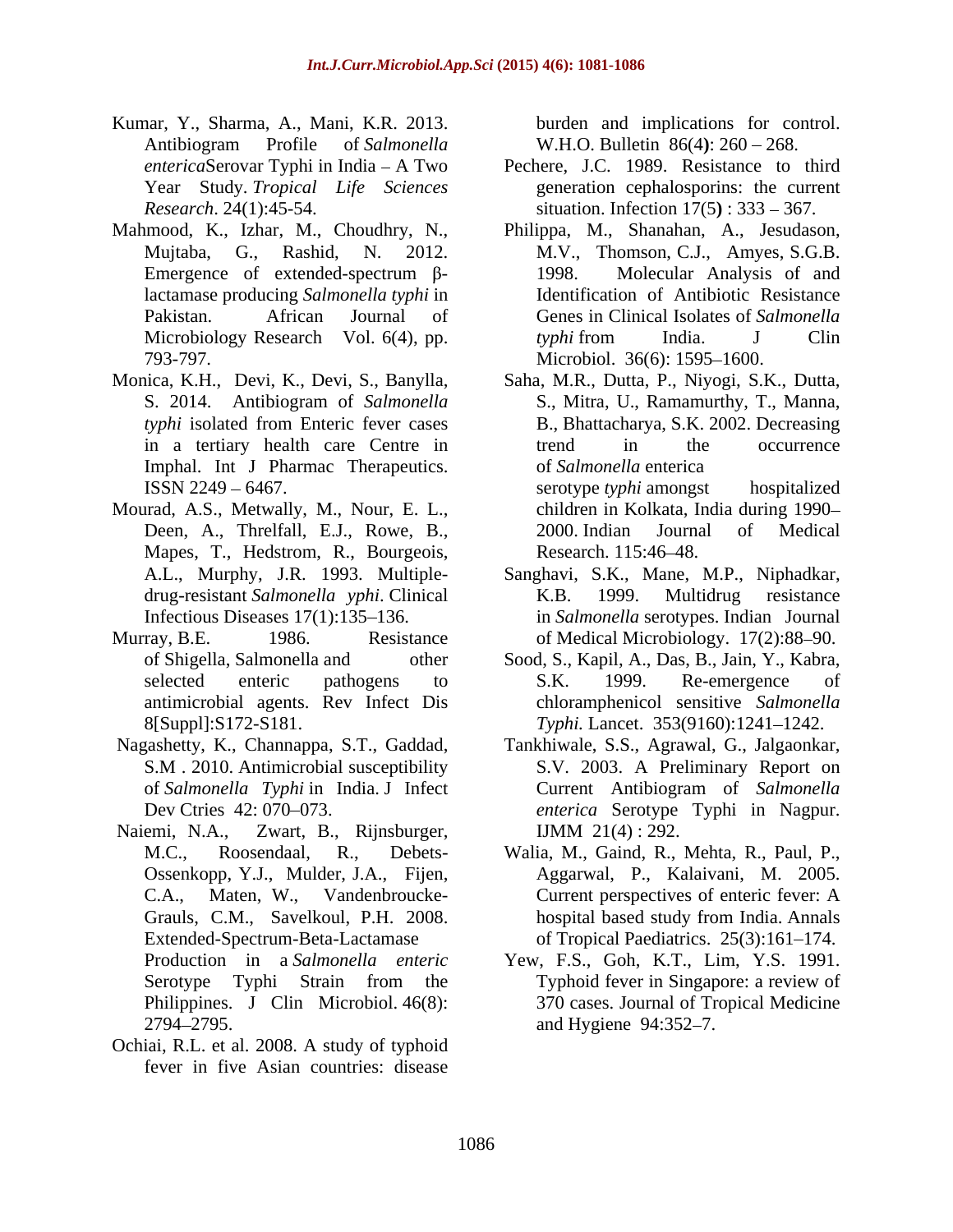Kumar, Y., Sharma, A., Mani, K.R. 2013. Antibiogram Profile of *Salmonella enterica*Serovar Typhi in India – A Two Year Study. *Tropical Life Sciences Research*. 24(1):45-54.

Mahmood, K., Izhar, M., Choudhry, N., Mujtaba, G., Rashid, N. 2012. Emergence of extended-spectrum β-lactamase producing *Salmonella typhi* in Pakistan. African Journal of Microbiology Research Vol. 6(4), pp. 793-797.

Monica, K.H., Devi, K., Devi, S., Banylla, S. 2014. Antibiogram of *Salmonella typhi* isolated from Enteric fever cases in a tertiary health care Centre in Imphal. Int J Pharmac Therapeutics. ISSN 2249 – 6467.

Mourad, A.S., Metwally, M., Nour, E. L., Deen, A., Threlfall, E.J., Rowe, B., Mapes, T., Hedstrom, R., Bourgeois, A.L., Murphy, J.R. 1993. Multiple-drug-resistant *Salmonella yphi*. Clinical Infectious Diseases 17(1):135–136.

Murray, B.E. 1986. Resistance of Shigella, Salmonella and other selected enteric pathogens to antimicrobial agents. Rev Infect Dis 8[Suppl]:S172-S181.

Nagashetty, K., Channappa, S.T., Gaddad, S.M . 2010. Antimicrobial susceptibility of *Salmonella Typhi* in India. J Infect Dev Ctries 42: 070–073.

Naiemi, N.A., Zwart, B., Rijnsburger, M.C., Roosendaal, R., Debets-Ossenkopp, Y.J., Mulder, J.A., Fijen, C.A., Maten, W., Vandenbroucke-Grauls, C.M., Savelkoul, P.H. 2008. Extended-Spectrum-Beta-Lactamase Production in a *Salmonella enteric* Serotype Typhi Strain from the Philippines. J Clin Microbiol. 46(8): 2794–2795.

Ochiai, R.L. et al. 2008. A study of typhoid fever in five Asian countries: disease burden and implications for control. W.H.O. Bulletin 86(4): 260 – 268.

Pechere, J.C. 1989. Resistance to third generation cephalosporins: the current situation. Infection 17(5) : 333 – 367.

Philippa, M., Shanahan, A., Jesudason, M.V., Thomson, C.J., Amyes, S.G.B. 1998. Molecular Analysis of and Identification of Antibiotic Resistance Genes in Clinical Isolates of *Salmonella typhi* from India. J Clin Microbiol. 36(6): 1595–1600.

Saha, M.R., Dutta, P., Niyogi, S.K., Dutta, S., Mitra, U., Ramamurthy, T., Manna, B., Bhattacharya, S.K. 2002. Decreasing trend in the occurrence of *Salmonella* enterica serotype *typhi* amongst hospitalized children in Kolkata, India during 1990–2000. Indian Journal of Medical Research. 115:46–48.

Sanghavi, S.K., Mane, M.P., Niphadkar, K.B. 1999. Multidrug resistance in *Salmonella* serotypes. Indian Journal of Medical Microbiology. 17(2):88–90.

Sood, S., Kapil, A., Das, B., Jain, Y., Kabra, S.K. 1999. Re-emergence of chloramphenicol sensitive *Salmonella Typhi.* Lancet. 353(9160):1241–1242.

Tankhiwale, S.S., Agrawal, G., Jalgaonkar, S.V. 2003. A Preliminary Report on Current Antibiogram of *Salmonella enterica* Serotype Typhi in Nagpur. IJMM 21(4) : 292.

Walia, M., Gaind, R., Mehta, R., Paul, P., Aggarwal, P., Kalaivani, M. 2005. Current perspectives of enteric fever: A hospital based study from India. Annals of Tropical Paediatrics. 25(3):161–174.

Yew, F.S., Goh, K.T., Lim, Y.S. 1991. Typhoid fever in Singapore: a review of 370 cases. Journal of Tropical Medicine and Hygiene 94:352–7.